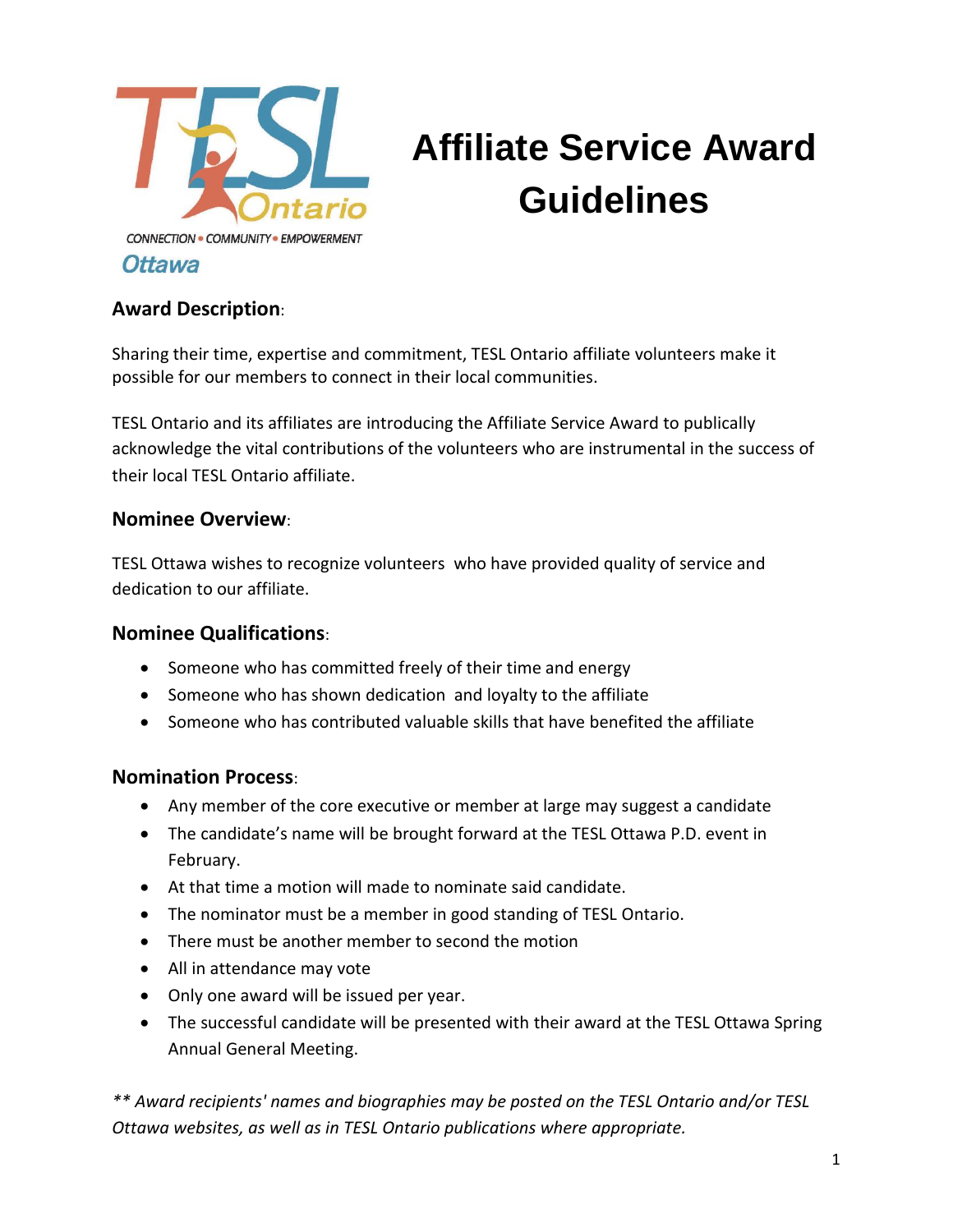# Affiliate Service Award Guidelines

TESL Ontario

CONNECTION • COMMUNITY • EMPOWERMENT

Ottawa

## Award Description:

Sharing their time, expertise and commitment, TESL Ontario affiliate volunteers make it possible for our members to connect in their local communities.

TESL Ontario and its affiliates are introducing the Affiliate Service Award to publically acknowledge the vital contributions of the volunteers who are instrumental in the success of their local TESL Ontario affiliate.

## Nominee Overview:

TESL Ottawa wishes to recognize volunteers who have provided quality of service and dedication to our affiliate.

## Nominee Qualifications:

- Someone who has committed freely of their time and energy
- Someone who has shown dedication and loyalty to the affiliate
- Someone who has contributed valuable skills that have benefited the affiliate

## Nomination Process:

- Any member of the core executive or member at large may suggest a candidate
- The candidate's name will be brought forward at the TESL Ottawa P.D. event in February.
- At that time a motion will made to nominate said candidate.
- The nominator must be a member in good standing of TESL Ontario.
- There must be another member to second the motion
- All in attendance may vote
- Only one award will be issued per year.
- The successful candidate will be presented with their award at the TESL Ottawa Spring Annual General Meeting.

*** Award recipients' names and biographies may be posted on the TESL Ontario and/or TESL Ottawa websites, as well as in TESL Ontario publications where appropriate.*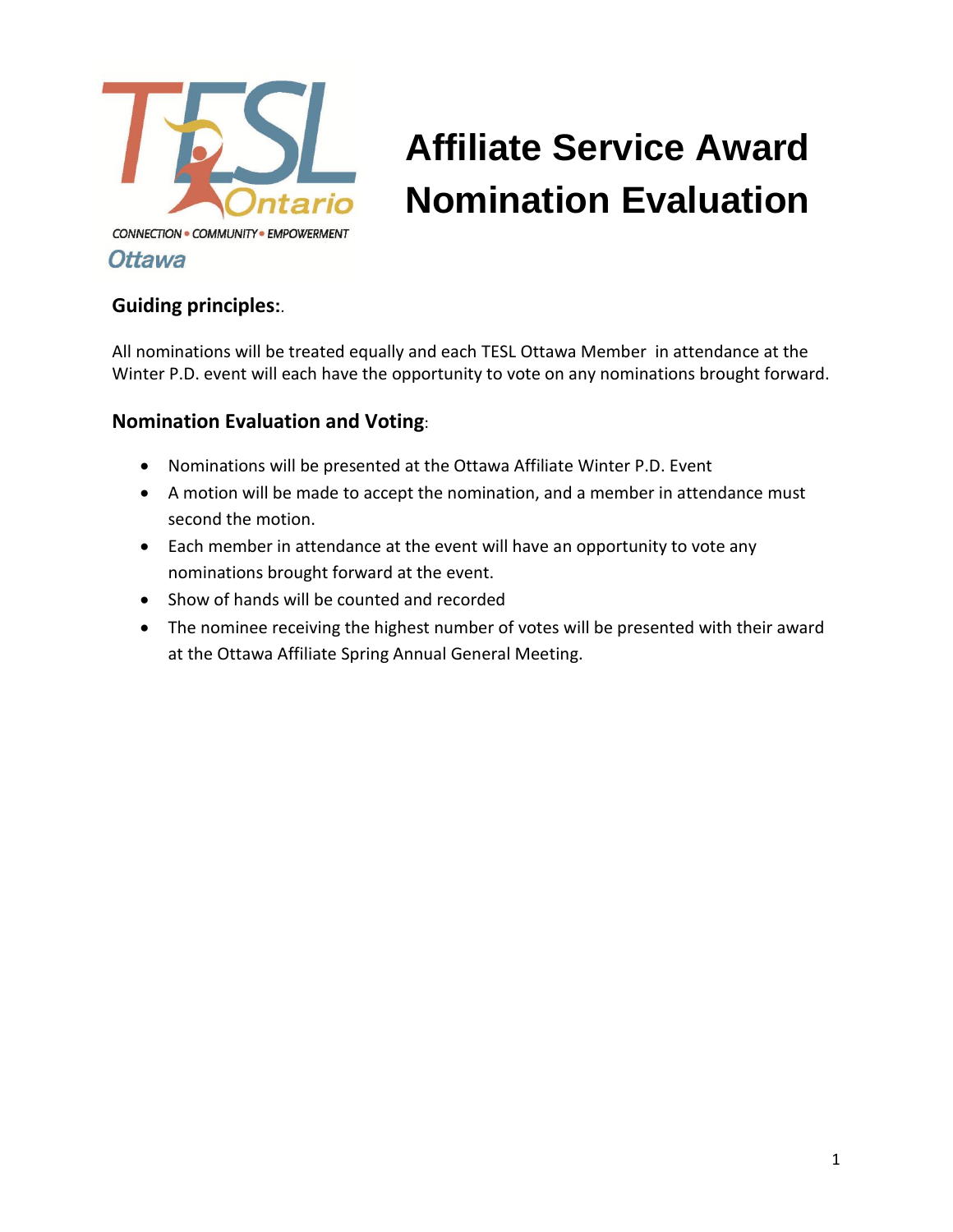CONNECTION • COMMUNITY • EMPOWERMENT

Ottawa

# Affiliate Service Award Nomination Evaluation

**Guiding principles:**.

All nominations will be treated equally and each TESL Ottawa Member in attendance at the Winter P.D. event will each have the opportunity to vote on any nominations brought forward.

**Nomination Evaluation and Voting**:

- Nominations will be presented at the Ottawa Affiliate Winter P.D. Event
- A motion will be made to accept the nomination, and a member in attendance must second the motion.
- Each member in attendance at the event will have an opportunity to vote any nominations brought forward at the event.
- Show of hands will be counted and recorded
- The nominee receiving the highest number of votes will be presented with their award at the Ottawa Affiliate Spring Annual General Meeting.